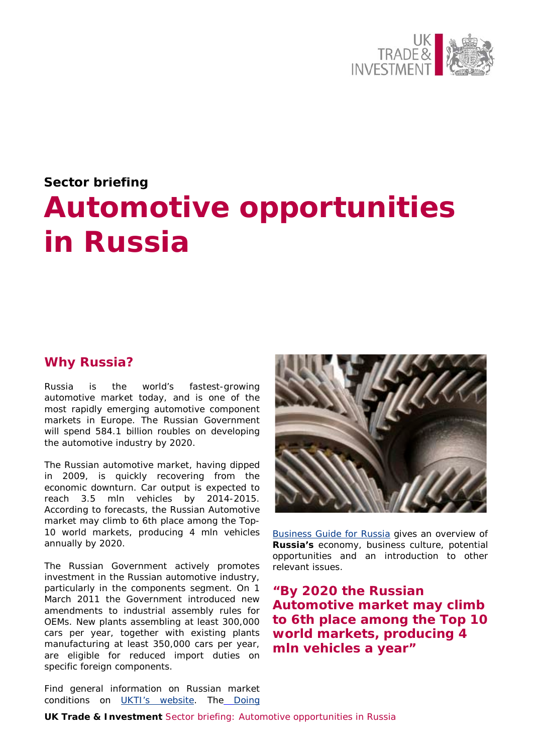Sector briefing

# Automotive opportunities in Russia

## Why Russia?

Russia is the world's fastest-growing automotive market today, and is one of the most rapidly emerging automotive component markets in Europe. The Russian Government will spend 584.1 billion roubles on developing the automotive industry by 2020.

The Russian automotive market, having dipped in 2009, is quickly recovering from the economic downturn. Car output is expected to reach 3.5 mln vehicles by 2014-2015. According to forecasts, the Russian Automotive market may climb to 6th place among the Top-10 world markets, producing 4 mln vehicles annually by 2020.

The Russian Government actively promotes investment in the Russian automotive industry, particularly in the components segment. On 1 March 2011 the Government introduced new amendments to industrial assembly rules for OEMs. New plants assembling at least 300,000 cars per year, together with existing plants manufacturing at least 350,000 cars per year, are eligible for reduced import duties on specific foreign components.

Find general information on Russian market conditions on UKTI's website. The Doing Business Guide for Russia gives an overview of **Russia's** economy, business culture, potential opportunities and an introduction to other relevant issues.

**"By 2020 the Russian Automotive market may climb to 6th place among the Top 10 world markets, producing 4 mln vehicles a year"**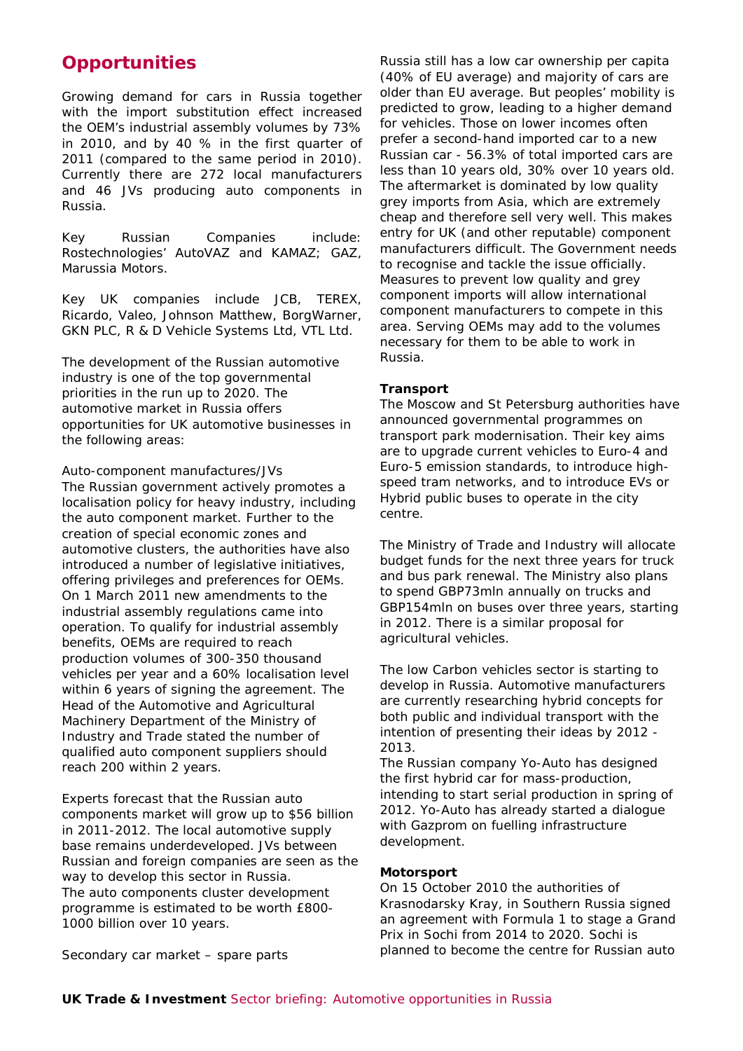## Opportunities

Growing demand for cars in Russia together with the import substitution effect increased the OEM's industrial assembly volumes by 73% in 2010, and by 40 % in the first quarter of 2011 (compared to the same period in 2010). Currently there are 272 local manufacturers and 46 JVs producing auto components in Russia.

Key Russian Companies include: Rostechnologies' AutoVAZ and KAMAZ; GAZ, Marussia Motors.

Key UK companies include JCB, TEREX, Ricardo, Valeo, Johnson Matthew, BorgWarner, GKN PLC, R & D Vehicle Systems Ltd, VTL Ltd.

The development of the Russian automotive industry is one of the top governmental priorities in the run up to 2020. The automotive market in Russia offers opportunities for UK automotive businesses in the following areas:

Auto-component manufactures/JVs
The Russian government actively promotes a localisation policy for heavy industry, including the auto component market. Further to the creation of special economic zones and automotive clusters, the authorities have also introduced a number of legislative initiatives, offering privileges and preferences for OEMs. On 1 March 2011 new amendments to the industrial assembly regulations came into operation. To qualify for industrial assembly benefits, OEMs are required to reach production volumes of 300-350 thousand vehicles per year and a 60% localisation level within 6 years of signing the agreement. The Head of the Automotive and Agricultural Machinery Department of the Ministry of Industry and Trade stated the number of qualified auto component suppliers should reach 200 within 2 years.

Experts forecast that the Russian auto components market will grow up to $56 billion in 2011-2012. The local automotive supply base remains underdeveloped. JVs between Russian and foreign companies are seen as the way to develop this sector in Russia.
The auto components cluster development programme is estimated to be worth £800-1000 billion over 10 years.

Secondary car market – spare parts

Russia still has a low car ownership per capita (40% of EU average) and majority of cars are older than EU average. But peoples' mobility is predicted to grow, leading to a higher demand for vehicles. Those on lower incomes often prefer a second-hand imported car to a new Russian car - 56.3% of total imported cars are less than 10 years old, 30% over 10 years old. The aftermarket is dominated by low quality grey imports from Asia, which are extremely cheap and therefore sell very well. This makes entry for UK (and other reputable) component manufacturers difficult. The Government needs to recognise and tackle the issue officially. Measures to prevent low quality and grey component imports will allow international component manufacturers to compete in this area. Serving OEMs may add to the volumes necessary for them to be able to work in Russia.

**Transport**
The Moscow and St Petersburg authorities have announced governmental programmes on transport park modernisation. Their key aims are to upgrade current vehicles to Euro-4 and Euro-5 emission standards, to introduce high-speed tram networks, and to introduce EVs or Hybrid public buses to operate in the city centre.

The Ministry of Trade and Industry will allocate budget funds for the next three years for truck and bus park renewal. The Ministry also plans to spend GBP73mln annually on trucks and GBP154mln on buses over three years, starting in 2012. There is a similar proposal for agricultural vehicles.

The low Carbon vehicles sector is starting to develop in Russia. Automotive manufacturers are currently researching hybrid concepts for both public and individual transport with the intention of presenting their ideas by 2012 - 2013.
The Russian company Yo-Auto has designed the first hybrid car for mass-production, intending to start serial production in spring of 2012. Yo-Auto has already started a dialogue with Gazprom on fuelling infrastructure development.

**Motorsport**
On 15 October 2010 the authorities of Krasnodarsky Kray, in Southern Russia signed an agreement with Formula 1 to stage a Grand Prix in Sochi from 2014 to 2020. Sochi is planned to become the centre for Russian auto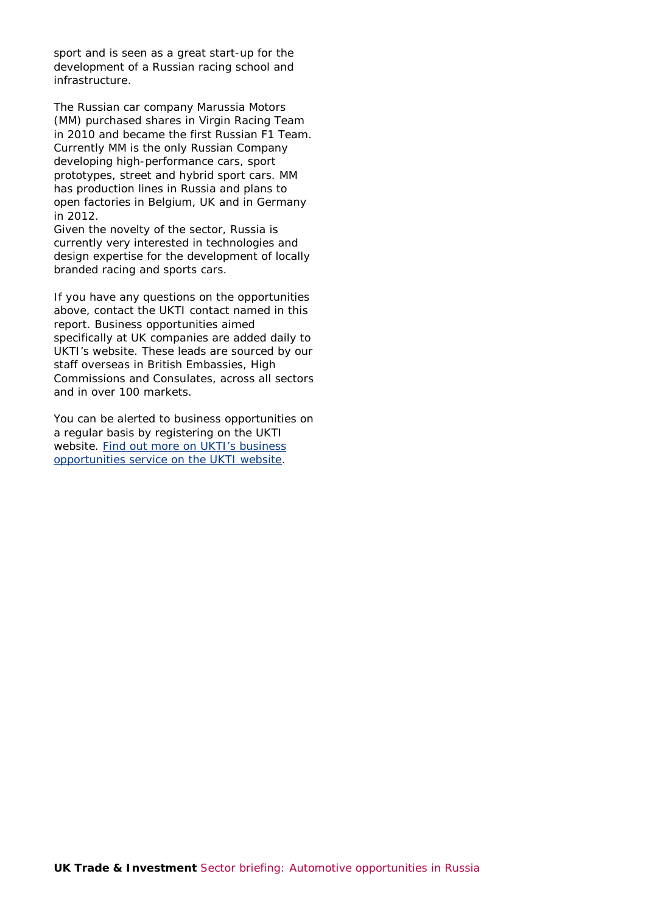sport and is seen as a great start-up for the development of a Russian racing school and infrastructure.

The Russian car company Marussia Motors (MM) purchased shares in Virgin Racing Team in 2010 and became the first Russian F1 Team. Currently MM is the only Russian Company developing high-performance cars, sport prototypes, street and hybrid sport cars. MM has production lines in Russia and plans to open factories in Belgium, UK and in Germany in 2012.
Given the novelty of the sector, Russia is currently very interested in technologies and design expertise for the development of locally branded racing and sports cars.

If you have any questions on the opportunities above, contact the UKTI contact named in this report. Business opportunities aimed specifically at UK companies are added daily to UKTI's website. These leads are sourced by our staff overseas in British Embassies, High Commissions and Consulates, across all sectors and in over 100 markets.

You can be alerted to business opportunities on a regular basis by registering on the UKTI website. Find out more on UKTI's business opportunities service on the UKTI website.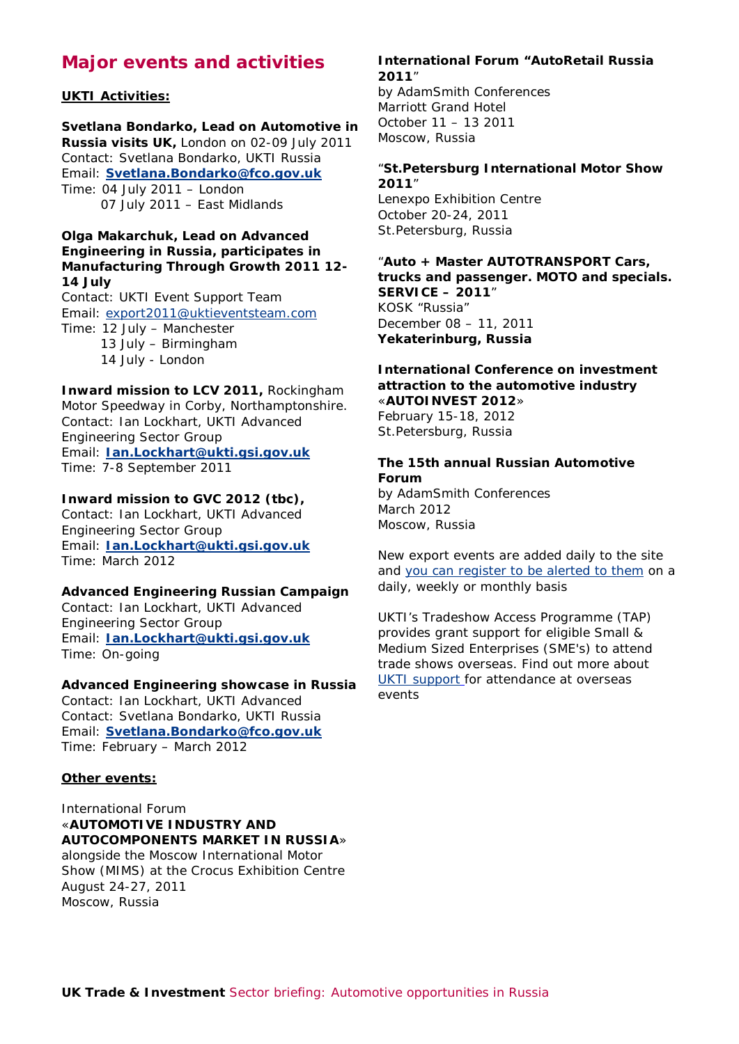# Major events and activities

**UKTI Activities:**

**Svetlana Bondarko, Lead on Automotive in Russia visits UK,** London on 02-09 July 2011
Contact: Svetlana Bondarko, UKTI Russia
Email: **Svetlana.Bondarko@fco.gov.uk**
Time: 04 July 2011 – London
07 July 2011 – East Midlands

**Olga Makarchuk, Lead on Advanced Engineering in Russia, participates in Manufacturing Through Growth 2011 12-14 July**
Contact: UKTI Event Support Team
Email: export2011@uktieventsteam.com
Time: 12 July – Manchester
13 July – Birmingham
14 July - London

**Inward mission to LCV 2011,** Rockingham Motor Speedway in Corby, Northamptonshire.
Contact: Ian Lockhart, UKTI Advanced Engineering Sector Group
Email: **Ian.Lockhart@ukti.gsi.gov.uk**
Time: 7-8 September 2011

**Inward mission to GVC 2012 (tbc),**
Contact: Ian Lockhart, UKTI Advanced Engineering Sector Group
Email: **Ian.Lockhart@ukti.gsi.gov.uk**
Time: March 2012

**Advanced Engineering Russian Campaign**
Contact: Ian Lockhart, UKTI Advanced Engineering Sector Group
Email: **Ian.Lockhart@ukti.gsi.gov.uk**
Time: On-going

**Advanced Engineering showcase in Russia**
Contact: Ian Lockhart, UKTI Advanced
Contact: Svetlana Bondarko, UKTI Russia
Email: **Svetlana.Bondarko@fco.gov.uk**
Time: February – March 2012

**Other events:**

International Forum
«**AUTOMOTIVE INDUSTRY AND AUTOCOMPONENTS MARKET IN RUSSIA**»
alongside the Moscow International Motor Show (MIMS) at the Crocus Exhibition Centre
August 24-27, 2011
Moscow, Russia

**International Forum "AutoRetail Russia 2011"**
by AdamSmith Conferences
Marriott Grand Hotel
October 11 – 13 2011
Moscow, Russia

"**St.Petersburg International Motor Show 2011**"
Lenexpo Exhibition Centre
October 20-24, 2011
St.Petersburg, Russia

"**Auto + Master AUTOTRANSPORT Cars, trucks and passenger. MOTO and specials. SERVICE – 2011**"
KOSK "Russia"
December 08 – 11, 2011
**Yekaterinburg, Russia**

**International Conference on investment attraction to the automotive industry «AUTOINVEST 2012»**
February 15-18, 2012
St.Petersburg, Russia

**The 15th annual Russian Automotive Forum**
by AdamSmith Conferences
March 2012
Moscow, Russia

New export events are added daily to the site and you can register to be alerted to them on a daily, weekly or monthly basis

UKTI's Tradeshow Access Programme (TAP) provides grant support for eligible Small & Medium Sized Enterprises (SME's) to attend trade shows overseas. Find out more about UKTI support for attendance at overseas events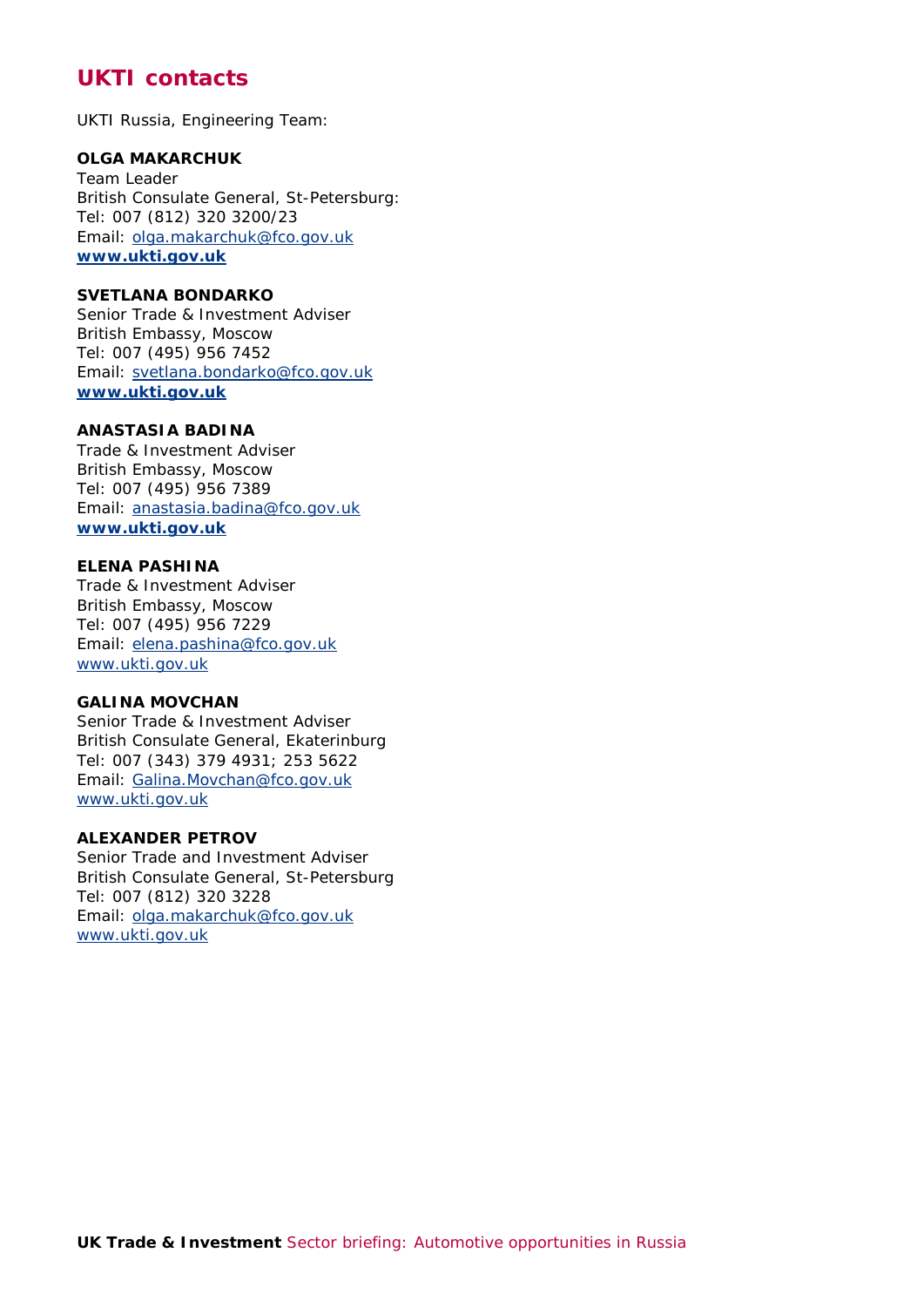## UKTI contacts

UKTI Russia, Engineering Team:

**OLGA MAKARCHUK**
Team Leader
British Consulate General, St-Petersburg:
Tel: 007 (812) 320 3200/23
Email: olga.makarchuk@fco.gov.uk
**www.ukti.gov.uk**

**SVETLANA BONDARKO**
Senior Trade & Investment Adviser
British Embassy, Moscow
Tel: 007 (495) 956 7452
Email: svetlana.bondarko@fco.gov.uk
**www.ukti.gov.uk**

**ANASTASIA BADINA**
Trade & Investment Adviser
British Embassy, Moscow
Tel: 007 (495) 956 7389
Email: anastasia.badina@fco.gov.uk
**www.ukti.gov.uk**

**ELENA PASHINA**
Trade & Investment Adviser
British Embassy, Moscow
Tel: 007 (495) 956 7229
Email: elena.pashina@fco.gov.uk
www.ukti.gov.uk

**GALINA MOVCHAN**
Senior Trade & Investment Adviser
British Consulate General, Ekaterinburg
Tel: 007 (343) 379 4931; 253 5622
Email: Galina.Movchan@fco.gov.uk
www.ukti.gov.uk

**ALEXANDER PETROV**
Senior Trade and Investment Adviser
British Consulate General, St-Petersburg
Tel: 007 (812) 320 3228
Email: olga.makarchuk@fco.gov.uk
www.ukti.gov.uk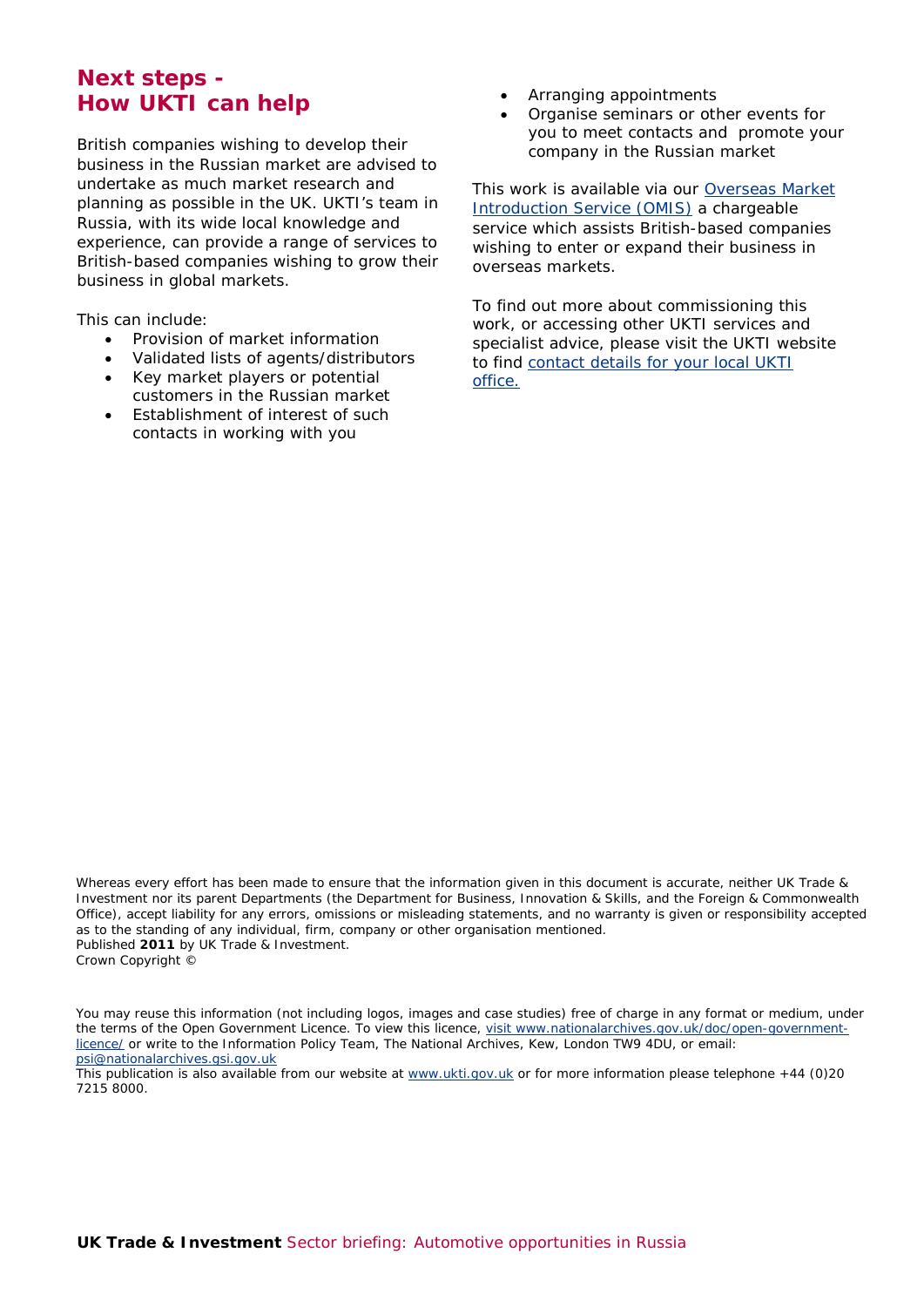# Next steps - How UKTI can help

British companies wishing to develop their business in the Russian market are advised to undertake as much market research and planning as possible in the UK. UKTI's team in Russia, with its wide local knowledge and experience, can provide a range of services to British-based companies wishing to grow their business in global markets.

This can include:

- Provision of market information
- Validated lists of agents/distributors
- Key market players or potential customers in the Russian market
- Establishment of interest of such contacts in working with you
- Arranging appointments
- Organise seminars or other events for you to meet contacts and promote your company in the Russian market

This work is available via our Overseas Market Introduction Service (OMIS) a chargeable service which assists British-based companies wishing to enter or expand their business in overseas markets.

To find out more about commissioning this work, or accessing other UKTI services and specialist advice, please visit the UKTI website to find contact details for your local UKTI office.

Whereas every effort has been made to ensure that the information given in this document is accurate, neither UK Trade & Investment nor its parent Departments (the Department for Business, Innovation & Skills, and the Foreign & Commonwealth Office), accept liability for any errors, omissions or misleading statements, and no warranty is given or responsibility accepted as to the standing of any individual, firm, company or other organisation mentioned.
Published **2011** by UK Trade & Investment.
Crown Copyright ©

You may reuse this information (not including logos, images and case studies) free of charge in any format or medium, under the terms of the Open Government Licence. To view this licence, visit www.nationalarchives.gov.uk/doc/open-government-licence/ or write to the Information Policy Team, The National Archives, Kew, London TW9 4DU, or email: psi@nationalarchives.gsi.gov.uk
This publication is also available from our website at www.ukti.gov.uk or for more information please telephone +44 (0)20 7215 8000.